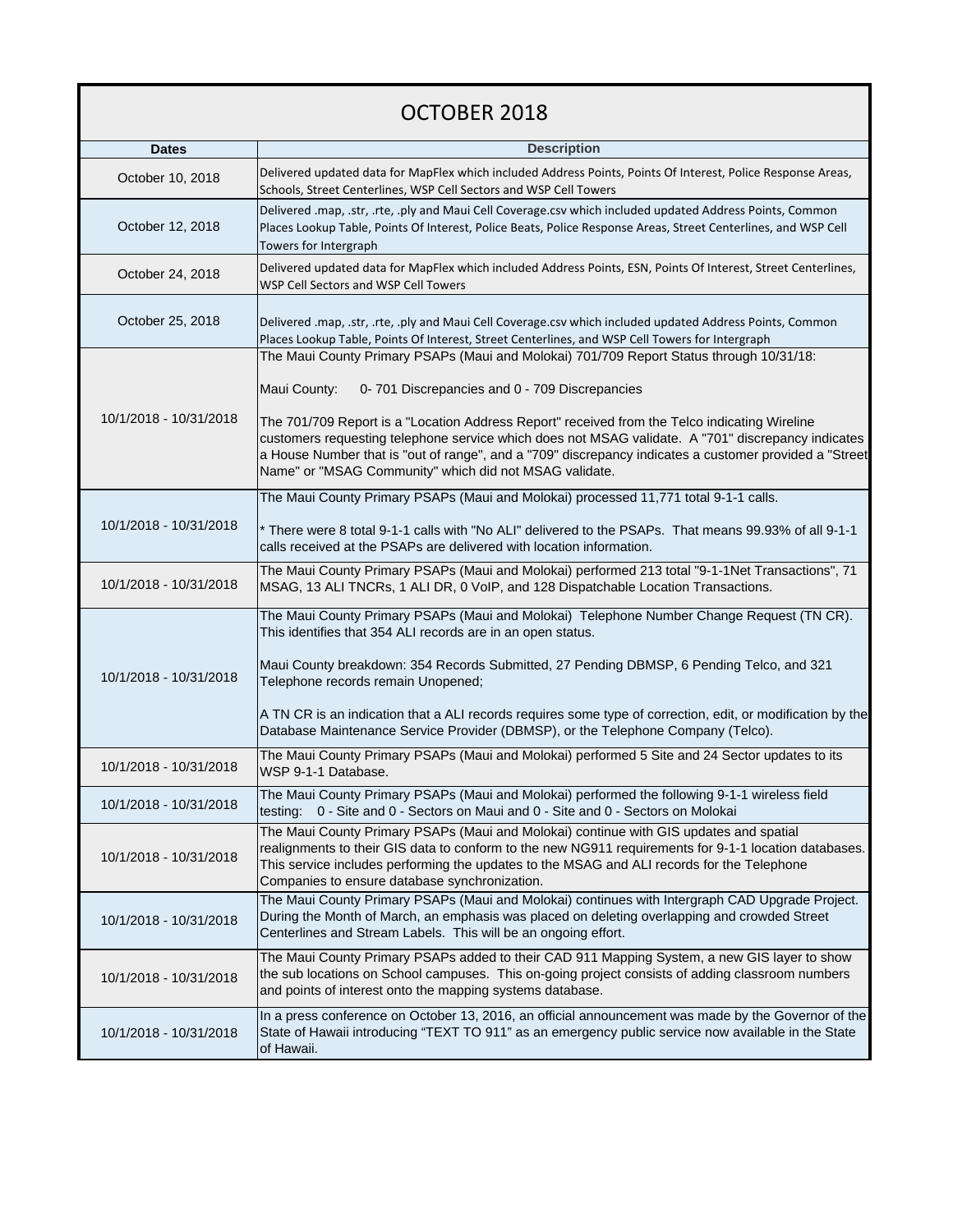# OCTOBER 2018

| Dates | Description |
|---|---|
| October 10, 2018 | Delivered updated data for MapFlex which included Address Points, Points Of Interest, Police Response Areas, Schools, Street Centerlines, WSP Cell Sectors and WSP Cell Towers |
| October 12, 2018 | Delivered .map, .str, .rte, .ply and Maui Cell Coverage.csv which included updated Address Points, Common Places Lookup Table, Points Of Interest, Police Beats, Police Response Areas, Street Centerlines, and WSP Cell Towers for Intergraph |
| October 24, 2018 | Delivered updated data for MapFlex which included Address Points, ESN, Points Of Interest, Street Centerlines, WSP Cell Sectors and WSP Cell Towers |
| October 25, 2018 | Delivered .map, .str, .rte, .ply and Maui Cell Coverage.csv which included updated Address Points, Common Places Lookup Table, Points Of Interest, Street Centerlines, and WSP Cell Towers for Intergraph |
| 10/1/2018 - 10/31/2018 | The Maui County Primary PSAPs (Maui and Molokai) 701/709 Report Status through 10/31/18:<br><br>Maui County: 0- 701 Discrepancies and 0 - 709 Discrepancies<br><br>The 701/709 Report is a "Location Address Report" received from the Telco indicating Wireline customers requesting telephone service which does not MSAG validate. A "701" discrepancy indicates a House Number that is "out of range", and a "709" discrepancy indicates a customer provided a "Street Name" or "MSAG Community" which did not MSAG validate. |
| 10/1/2018 - 10/31/2018 | The Maui County Primary PSAPs (Maui and Molokai) processed 11,771 total 9-1-1 calls.<br><br>* There were 8 total 9-1-1 calls with "No ALI" delivered to the PSAPs. That means 99.93% of all 9-1-1 calls received at the PSAPs are delivered with location information. |
| 10/1/2018 - 10/31/2018 | The Maui County Primary PSAPs (Maui and Molokai) performed 213 total "9-1-1Net Transactions", 71 MSAG, 13 ALI TNCRs, 1 ALI DR, 0 VoIP, and 128 Dispatchable Location Transactions. |
| 10/1/2018 - 10/31/2018 | The Maui County Primary PSAPs (Maui and Molokai) Telephone Number Change Request (TN CR). This identifies that 354 ALI records are in an open status.<br><br>Maui County breakdown: 354 Records Submitted, 27 Pending DBMSP, 6 Pending Telco, and 321 Telephone records remain Unopened;<br><br>A TN CR is an indication that a ALI records requires some type of correction, edit, or modification by the Database Maintenance Service Provider (DBMSP), or the Telephone Company (Telco). |
| 10/1/2018 - 10/31/2018 | The Maui County Primary PSAPs (Maui and Molokai) performed 5 Site and 24 Sector updates to its WSP 9-1-1 Database. |
| 10/1/2018 - 10/31/2018 | The Maui County Primary PSAPs (Maui and Molokai) performed the following 9-1-1 wireless field testing: 0 - Site and 0 - Sectors on Maui and 0 - Site and 0 - Sectors on Molokai |
| 10/1/2018 - 10/31/2018 | The Maui County Primary PSAPs (Maui and Molokai) continue with GIS updates and spatial realignments to their GIS data to conform to the new NG911 requirements for 9-1-1 location databases. This service includes performing the updates to the MSAG and ALI records for the Telephone Companies to ensure database synchronization. |
| 10/1/2018 - 10/31/2018 | The Maui County Primary PSAPs (Maui and Molokai) continues with Intergraph CAD Upgrade Project. During the Month of March, an emphasis was placed on deleting overlapping and crowded Street Centerlines and Stream Labels. This will be an ongoing effort. |
| 10/1/2018 - 10/31/2018 | The Maui County Primary PSAPs added to their CAD 911 Mapping System, a new GIS layer to show the sub locations on School campuses. This on-going project consists of adding classroom numbers and points of interest onto the mapping systems database. |
| 10/1/2018 - 10/31/2018 | In a press conference on October 13, 2016, an official announcement was made by the Governor of the State of Hawaii introducing "TEXT TO 911" as an emergency public service now available in the State of Hawaii. |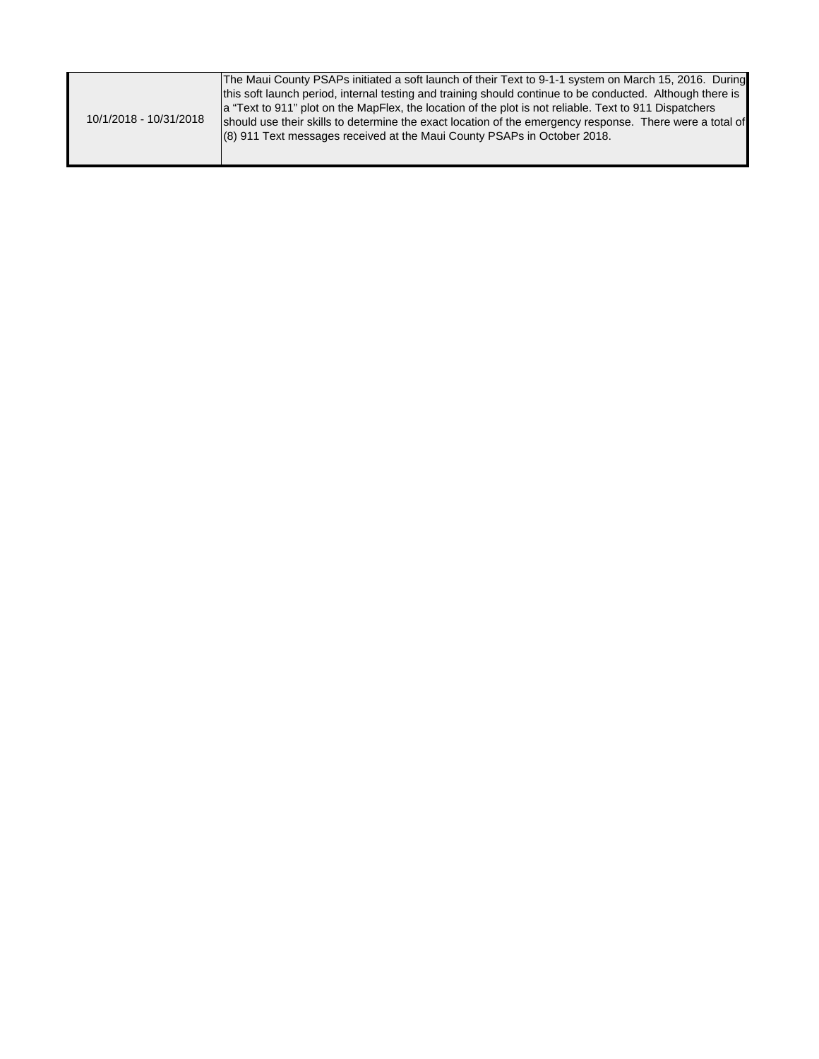| | |
|---|---|
| 10/1/2018 - 10/31/2018 | The Maui County PSAPs initiated a soft launch of their Text to 9-1-1 system on March 15, 2016. During this soft launch period, internal testing and training should continue to be conducted. Although there is a "Text to 911" plot on the MapFlex, the location of the plot is not reliable. Text to 911 Dispatchers should use their skills to determine the exact location of the emergency response. There were a total of (8) 911 Text messages received at the Maui County PSAPs in October 2018. |